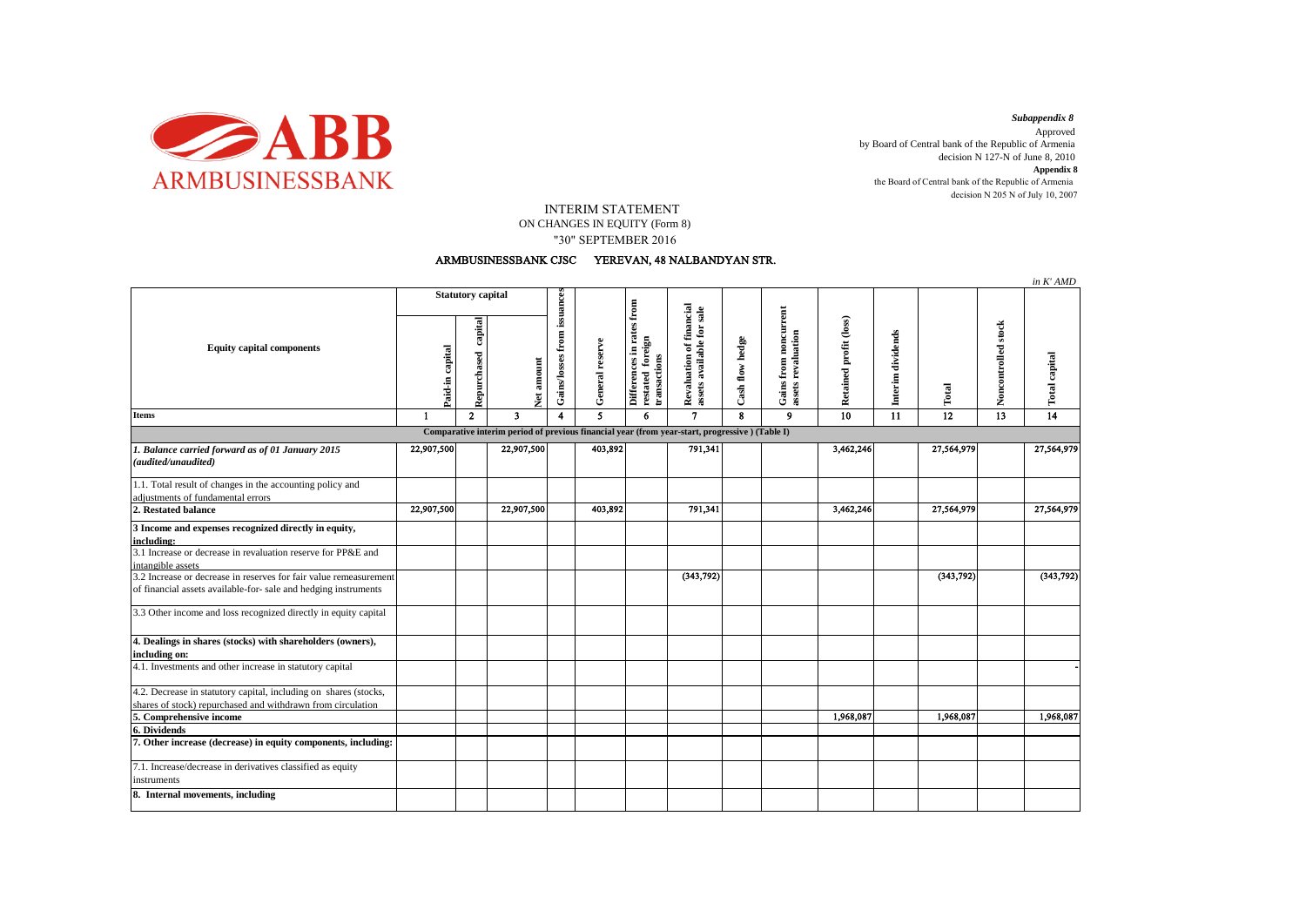ARMBUSINESSBANK

*Subappendix 8*
Approved
by Board of Central bank of the Republic of Armenia
decision N 127-N of June 8, 2010
**Appendix 8**
the Board of Central bank of the Republic of Armenia
decision N 205 N of July 10, 2007

# INTERIM STATEMENT
## ON CHANGES IN EQUITY (Form 8)
## "30" SEPTEMBER 2016

### ARMBUSINESSBANK CJSC YEREVAN, 48 NALBANDYAN STR.

*in K' AMD*

| Equity capital components | Statutory capital | | | Gains/losses from issuances | General reserve | Differences in rates from restated foreign transactions | Revaluation of financial assets available for sale | Cash flow hedge | Gains from noncurrent assets revaluation | Retained profit (loss) | Interim dividends | Total | Noncontrolled stock | Total capital |
|---|---|---|---|---|---|---|---|---|---|---|---|---|---|---|
| | Paid-in capital | Repurchased capital | Net amount | | | | | | | | | | | |
| Items | 1 | 2 | 3 | 4 | 5 | 6 | 7 | 8 | 9 | 10 | 11 | 12 | 13 | 14 |
| Comparative interim period of previous financial year (from year-start, progressive ) (Table I) | | | | | | | | | | | | | | |
| ***1. Balance carried forward as of 01 January 2015 (audited/unaudited)*** | 22,907,500 | | 22,907,500 | | 403,892 | | 791,341 | | | 3,462,246 | | 27,564,979 | | 27,564,979 |
| 1.1. Total result of changes in the accounting policy and adjustments of fundamental errors | | | | | | | | | | | | | | |
| **2. Restated balance** | 22,907,500 | | 22,907,500 | | 403,892 | | 791,341 | | | 3,462,246 | | 27,564,979 | | 27,564,979 |
| **3 Income and expenses recognized directly in equity, including:** | | | | | | | | | | | | | | |
| 3.1 Increase or decrease in revaluation reserve for PP&E and intangible assets | | | | | | | | | | | | | | |
| 3.2 Increase or decrease in reserves for fair value remeasurement of financial assets available-for- sale and hedging instruments | | | | | | | (343,792) | | | | | (343,792) | | (343,792) |
| 3.3 Other income and loss recognized directly in equity capital | | | | | | | | | | | | | | |
| **4. Dealings in shares (stocks) with shareholders (owners), including on:** | | | | | | | | | | | | | | |
| 4.1. Investments and other increase in statutory capital | | | | | | | | | | | | | | - |
| 4.2. Decrease in statutory capital, including on shares (stocks, shares of stock) repurchased and withdrawn from circulation | | | | | | | | | | | | | | |
| **5. Comprehensive income** | | | | | | | | | | 1,968,087 | | 1,968,087 | | 1,968,087 |
| **6. Dividends** | | | | | | | | | | | | | | |
| **7. Other increase (decrease) in equity components, including:** | | | | | | | | | | | | | | |
| 7.1. Increase/decrease in derivatives classified as equity instruments | | | | | | | | | | | | | | |
| **8. Internal movements, including** | | | | | | | | | | | | | | |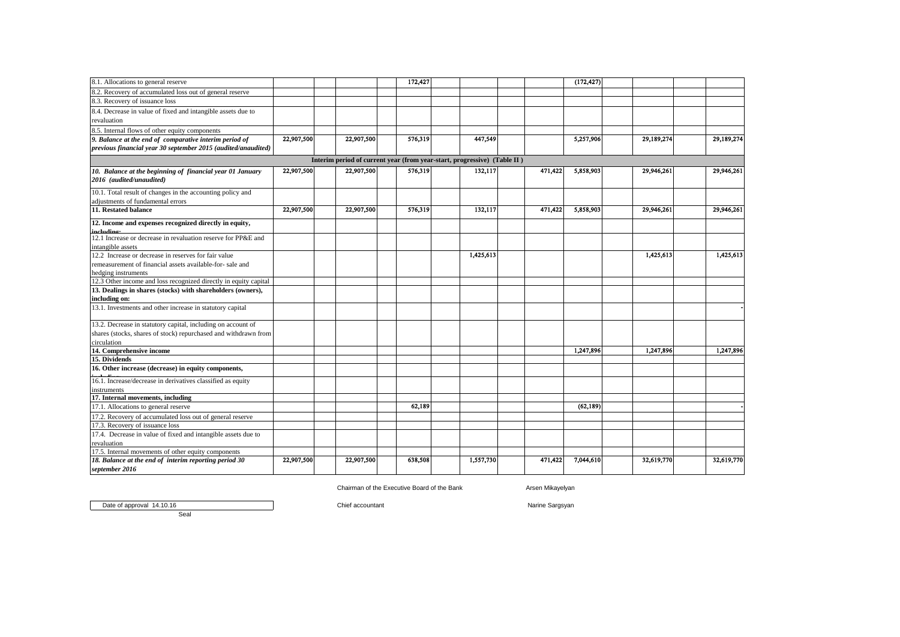| | | | | | | | | | | | | | | |
|---|---|---|---|---|---|---|---|---|---|---|---|---|---|---|
| 8.1. Allocations to general reserve | | | | | 172,427 | | | | | (172,427) | | | | |
| 8.2. Recovery of accumulated loss out of general reserve | | | | | | | | | | | | | | |
| 8.3. Recovery of issuance loss | | | | | | | | | | | | | | |
| 8.4. Decrease in value of fixed and intangible assets due to revaluation | | | | | | | | | | | | | | |
| 8.5. Internal flows of other equity components | | | | | | | | | | | | | | |
| *9. Balance at the end of comparative interim period of previous financial year 30 september 2015 (audited/anaudited)* | 22,907,500 | | 22,907,500 | | 576,319 | | 447,549 | | | 5,257,906 | | 29,189,274 | | 29,189,274 |
| **Interim period of current year (from year-start, progressive) (Table II )** | | | | | | | | | | | | | | |
| *10. Balance at the beginning of financial year 01 January 2016 (audited/unaudited)* | 22,907,500 | | 22,907,500 | | 576,319 | | 132,117 | | 471,422 | 5,858,903 | | 29,946,261 | | 29,946,261 |
| 10.1. Total result of changes in the accounting policy and adjustments of fundamental errors | | | | | | | | | | | | | | |
| **11. Restated balance** | 22,907,500 | | 22,907,500 | | 576,319 | | 132,117 | | 471,422 | 5,858,903 | | 29,946,261 | | 29,946,261 |
| **12. Income and expenses recognized directly in equity, including:** | | | | | | | | | | | | | | |
| 12.1 Increase or decrease in revaluation reserve for PP&E and intangible assets | | | | | | | | | | | | | | |
| 12.2 Increase or decrease in reserves for fair value remeasurement of financial assets available-for- sale and hedging instruments | | | | | | | 1,425,613 | | | | | 1,425,613 | | 1,425,613 |
| 12.3 Other income and loss recognized directly in equity capital | | | | | | | | | | | | | | |
| **13. Dealings in shares (stocks) with shareholders (owners), including on:** | | | | | | | | | | | | | | |
| 13.1. Investments and other increase in statutory capital | | | | | | | | | | | | | | - |
| 13.2. Decrease in statutory capital, including on account of shares (stocks, shares of stock) repurchased and withdrawn from circulation | | | | | | | | | | | | | | |
| **14. Comprehensive income** | | | | | | | | | | 1,247,896 | | 1,247,896 | | 1,247,896 |
| **15. Dividends** | | | | | | | | | | | | | | |
| **16. Other increase (decrease) in equity components, including:** | | | | | | | | | | | | | | |
| 16.1. Increase/decrease in derivatives classified as equity instruments | | | | | | | | | | | | | | |
| **17. Internal movements, including** | | | | | | | | | | | | | | |
| 17.1. Allocations to general reserve | | | | | 62,189 | | | | | (62,189) | | | | - |
| 17.2. Recovery of accumulated loss out of general reserve | | | | | | | | | | | | | | |
| 17.3. Recovery of issuance loss | | | | | | | | | | | | | | |
| 17.4. Decrease in value of fixed and intangible assets due to revaluation | | | | | | | | | | | | | | |
| 17.5. Internal movements of other equity components | | | | | | | | | | | | | | |
| *18. Balance at the end of interim reporting period 30 september 2016* | 22,907,500 | | 22,907,500 | | 638,508 | | 1,557,730 | | 471,422 | 7,044,610 | | 32,619,770 | | 32,619,770 |

Chairman of the Executive Board of the Bank — Arsen Mikayelyan

Date of approval 14.10.16

Chief accountant — Narine Sargsyan

Seal